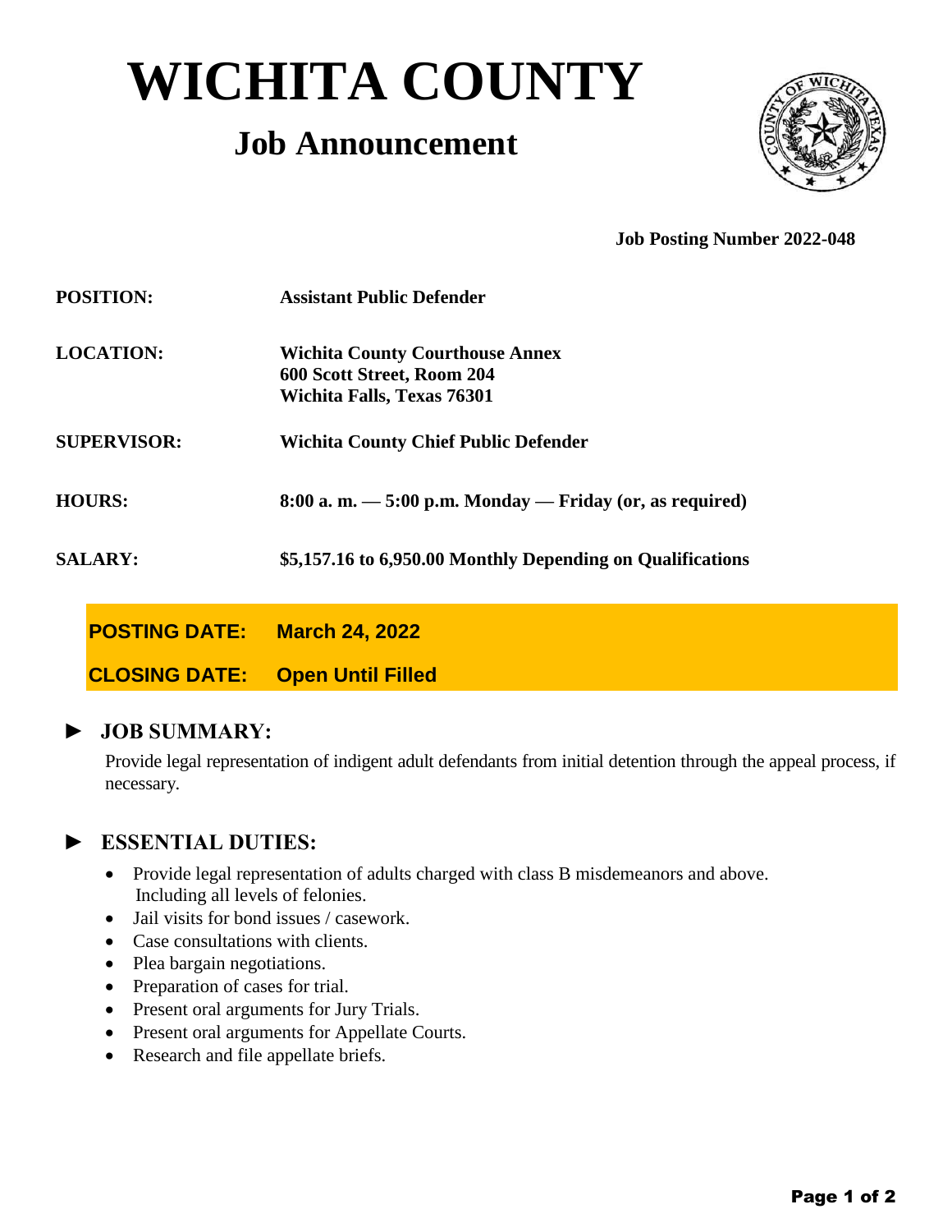# WICHITA COUNTY

## Job Announcement

**Job Posting Number 2022-048**

| | |
|---|---|
| **POSITION:** | **Assistant Public Defender** |
| **LOCATION:** | **Wichita County Courthouse Annex**<br>**600 Scott Street, Room 204**<br>**Wichita Falls, Texas 76301** |
| **SUPERVISOR:** | **Wichita County Chief Public Defender** |
| **HOURS:** | **8:00 a. m. — 5:00 p.m. Monday — Friday (or, as required)** |
| **SALARY:** | **$5,157.16 to 6,950.00 Monthly Depending on Qualifications** |

**POSTING DATE:** **March 24, 2022**

**CLOSING DATE:** **Open Until Filled**

### ► JOB SUMMARY:

Provide legal representation of indigent adult defendants from initial detention through the appeal process, if necessary.

### ► ESSENTIAL DUTIES:

- Provide legal representation of adults charged with class B misdemeanors and above. Including all levels of felonies.
- Jail visits for bond issues / casework.
- Case consultations with clients.
- Plea bargain negotiations.
- Preparation of cases for trial.
- Present oral arguments for Jury Trials.
- Present oral arguments for Appellate Courts.
- Research and file appellate briefs.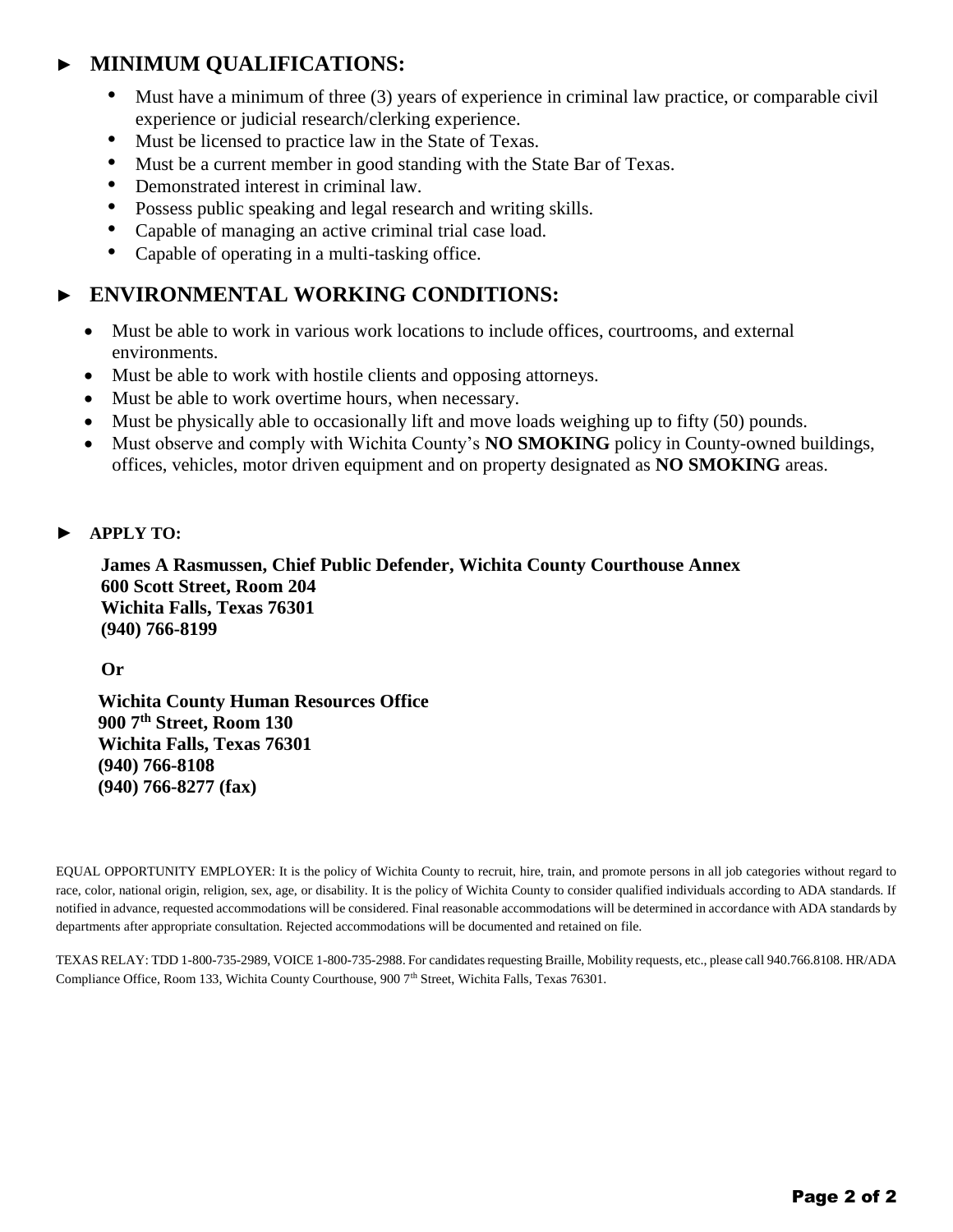## ► MINIMUM QUALIFICATIONS:

- Must have a minimum of three (3) years of experience in criminal law practice, or comparable civil experience or judicial research/clerking experience.
- Must be licensed to practice law in the State of Texas.
- Must be a current member in good standing with the State Bar of Texas.
- Demonstrated interest in criminal law.
- Possess public speaking and legal research and writing skills.
- Capable of managing an active criminal trial case load.
- Capable of operating in a multi-tasking office.

## ► ENVIRONMENTAL WORKING CONDITIONS:

- Must be able to work in various work locations to include offices, courtrooms, and external environments.
- Must be able to work with hostile clients and opposing attorneys.
- Must be able to work overtime hours, when necessary.
- Must be physically able to occasionally lift and move loads weighing up to fifty (50) pounds.
- Must observe and comply with Wichita County's **NO SMOKING** policy in County-owned buildings, offices, vehicles, motor driven equipment and on property designated as **NO SMOKING** areas.

### ► APPLY TO:

**James A Rasmussen, Chief Public Defender, Wichita County Courthouse Annex**
**600 Scott Street, Room 204**
**Wichita Falls, Texas 76301**
**(940) 766-8199**

**Or**

**Wichita County Human Resources Office**
**900 7th Street, Room 130**
**Wichita Falls, Texas 76301**
**(940) 766-8108**
**(940) 766-8277 (fax)**

EQUAL OPPORTUNITY EMPLOYER: It is the policy of Wichita County to recruit, hire, train, and promote persons in all job categories without regard to race, color, national origin, religion, sex, age, or disability. It is the policy of Wichita County to consider qualified individuals according to ADA standards. If notified in advance, requested accommodations will be considered. Final reasonable accommodations will be determined in accordance with ADA standards by departments after appropriate consultation. Rejected accommodations will be documented and retained on file.

TEXAS RELAY: TDD 1-800-735-2989, VOICE 1-800-735-2988. For candidates requesting Braille, Mobility requests, etc., please call 940.766.8108. HR/ADA Compliance Office, Room 133, Wichita County Courthouse, 900 7th Street, Wichita Falls, Texas 76301.